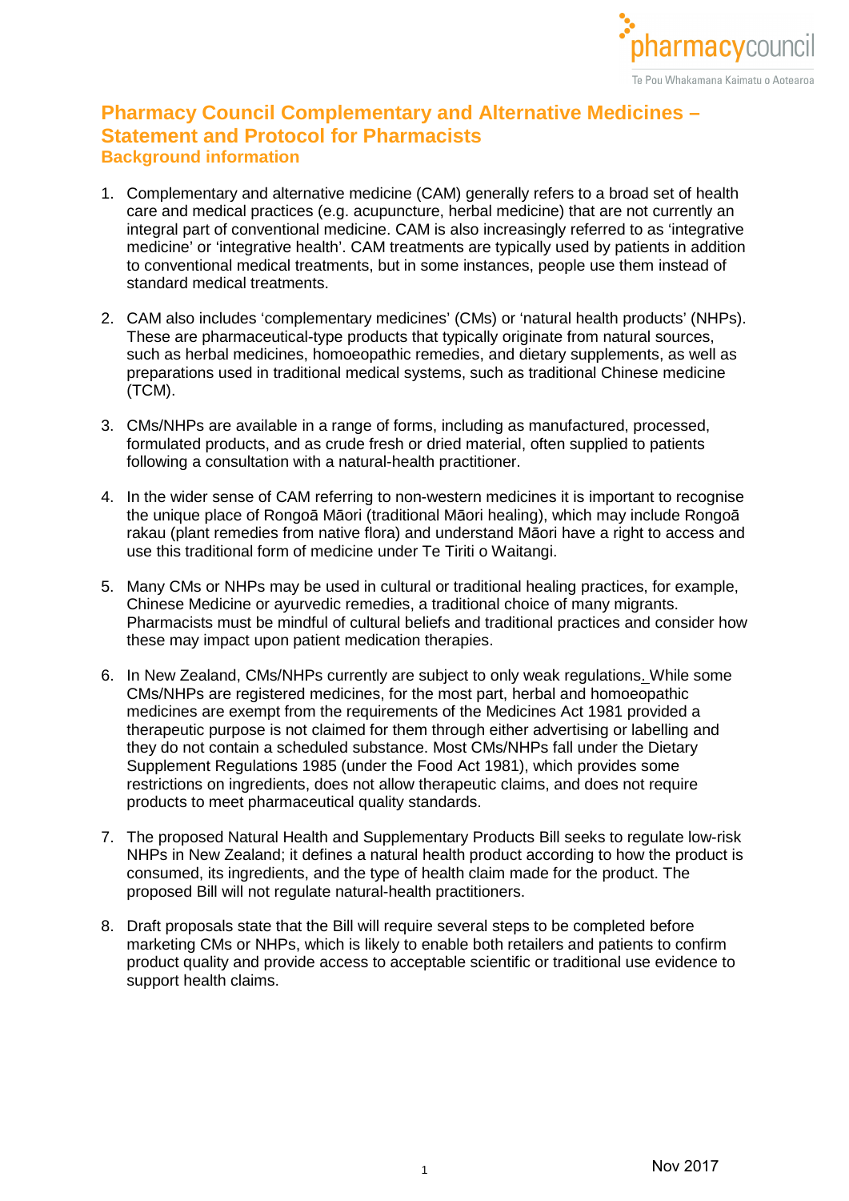# Pharmacy Council Complementary and Alternative Medicines – Statement and Protocol for Pharmacists

## Background information

1. Complementary and alternative medicine (CAM) generally refers to a broad set of health care and medical practices (e.g. acupuncture, herbal medicine) that are not currently an integral part of conventional medicine. CAM is also increasingly referred to as 'integrative medicine' or 'integrative health'. CAM treatments are typically used by patients in addition to conventional medical treatments, but in some instances, people use them instead of standard medical treatments.

2. CAM also includes 'complementary medicines' (CMs) or 'natural health products' (NHPs). These are pharmaceutical-type products that typically originate from natural sources, such as herbal medicines, homoeopathic remedies, and dietary supplements, as well as preparations used in traditional medical systems, such as traditional Chinese medicine (TCM).

3. CMs/NHPs are available in a range of forms, including as manufactured, processed, formulated products, and as crude fresh or dried material, often supplied to patients following a consultation with a natural-health practitioner.

4. In the wider sense of CAM referring to non-western medicines it is important to recognise the unique place of Rongoā Māori (traditional Māori healing), which may include Rongoā rakau (plant remedies from native flora) and understand Māori have a right to access and use this traditional form of medicine under Te Tiriti o Waitangi.

5. Many CMs or NHPs may be used in cultural or traditional healing practices, for example, Chinese Medicine or ayurvedic remedies, a traditional choice of many migrants. Pharmacists must be mindful of cultural beliefs and traditional practices and consider how these may impact upon patient medication therapies.

6. In New Zealand, CMs/NHPs currently are subject to only weak regulations. While some CMs/NHPs are registered medicines, for the most part, herbal and homoeopathic medicines are exempt from the requirements of the Medicines Act 1981 provided a therapeutic purpose is not claimed for them through either advertising or labelling and they do not contain a scheduled substance. Most CMs/NHPs fall under the Dietary Supplement Regulations 1985 (under the Food Act 1981), which provides some restrictions on ingredients, does not allow therapeutic claims, and does not require products to meet pharmaceutical quality standards.

7. The proposed Natural Health and Supplementary Products Bill seeks to regulate low-risk NHPs in New Zealand; it defines a natural health product according to how the product is consumed, its ingredients, and the type of health claim made for the product. The proposed Bill will not regulate natural-health practitioners.

8. Draft proposals state that the Bill will require several steps to be completed before marketing CMs or NHPs, which is likely to enable both retailers and patients to confirm product quality and provide access to acceptable scientific or traditional use evidence to support health claims.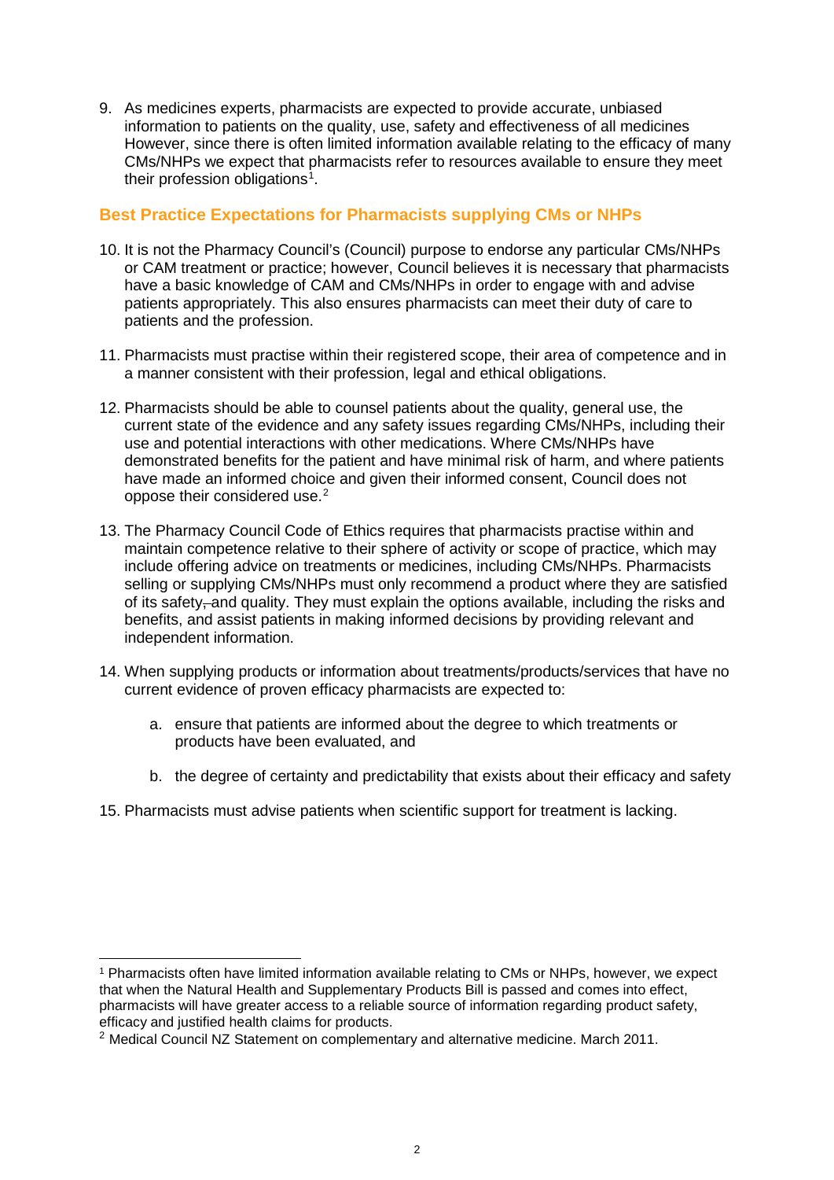9. As medicines experts, pharmacists are expected to provide accurate, unbiased information to patients on the quality, use, safety and effectiveness of all medicines However, since there is often limited information available relating to the efficacy of many CMs/NHPs we expect that pharmacists refer to resources available to ensure they meet their profession obligations[1].

## Best Practice Expectations for Pharmacists supplying CMs or NHPs

10. It is not the Pharmacy Council's (Council) purpose to endorse any particular CMs/NHPs or CAM treatment or practice; however, Council believes it is necessary that pharmacists have a basic knowledge of CAM and CMs/NHPs in order to engage with and advise patients appropriately. This also ensures pharmacists can meet their duty of care to patients and the profession.

11. Pharmacists must practise within their registered scope, their area of competence and in a manner consistent with their profession, legal and ethical obligations.

12. Pharmacists should be able to counsel patients about the quality, general use, the current state of the evidence and any safety issues regarding CMs/NHPs, including their use and potential interactions with other medications. Where CMs/NHPs have demonstrated benefits for the patient and have minimal risk of harm, and where patients have made an informed choice and given their informed consent, Council does not oppose their considered use.[2]

13. The Pharmacy Council Code of Ethics requires that pharmacists practise within and maintain competence relative to their sphere of activity or scope of practice, which may include offering advice on treatments or medicines, including CMs/NHPs. Pharmacists selling or supplying CMs/NHPs must only recommend a product where they are satisfied of its safety, and quality. They must explain the options available, including the risks and benefits, and assist patients in making informed decisions by providing relevant and independent information.

14. When supplying products or information about treatments/products/services that have no current evidence of proven efficacy pharmacists are expected to:

    a. ensure that patients are informed about the degree to which treatments or products have been evaluated, and

    b. the degree of certainty and predictability that exists about their efficacy and safety

15. Pharmacists must advise patients when scientific support for treatment is lacking.

---

[1] Pharmacists often have limited information available relating to CMs or NHPs, however, we expect that when the Natural Health and Supplementary Products Bill is passed and comes into effect, pharmacists will have greater access to a reliable source of information regarding product safety, efficacy and justified health claims for products.

[2] Medical Council NZ Statement on complementary and alternative medicine. March 2011.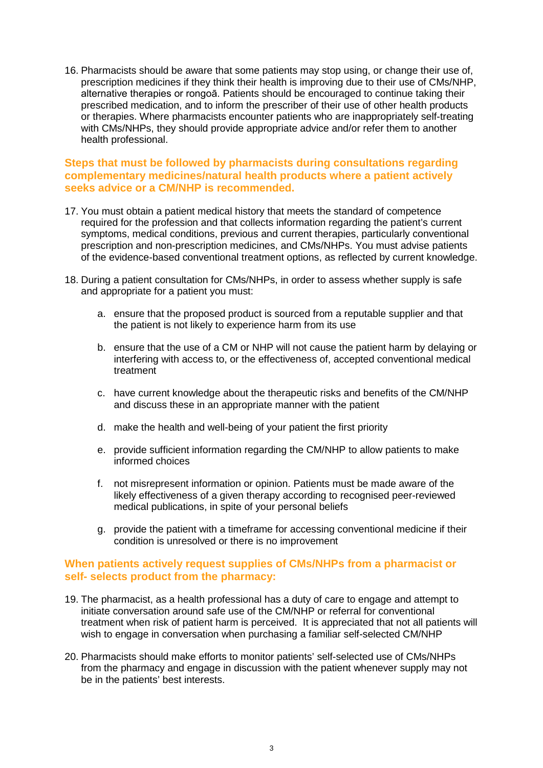16. Pharmacists should be aware that some patients may stop using, or change their use of, prescription medicines if they think their health is improving due to their use of CMs/NHP, alternative therapies or rongoā. Patients should be encouraged to continue taking their prescribed medication, and to inform the prescriber of their use of other health products or therapies. Where pharmacists encounter patients who are inappropriately self-treating with CMs/NHPs, they should provide appropriate advice and/or refer them to another health professional.

## Steps that must be followed by pharmacists during consultations regarding complementary medicines/natural health products where a patient actively seeks advice or a CM/NHP is recommended.

17. You must obtain a patient medical history that meets the standard of competence required for the profession and that collects information regarding the patient's current symptoms, medical conditions, previous and current therapies, particularly conventional prescription and non-prescription medicines, and CMs/NHPs. You must advise patients of the evidence-based conventional treatment options, as reflected by current knowledge.

18. During a patient consultation for CMs/NHPs, in order to assess whether supply is safe and appropriate for a patient you must:

    a. ensure that the proposed product is sourced from a reputable supplier and that the patient is not likely to experience harm from its use

    b. ensure that the use of a CM or NHP will not cause the patient harm by delaying or interfering with access to, or the effectiveness of, accepted conventional medical treatment

    c. have current knowledge about the therapeutic risks and benefits of the CM/NHP and discuss these in an appropriate manner with the patient

    d. make the health and well-being of your patient the first priority

    e. provide sufficient information regarding the CM/NHP to allow patients to make informed choices

    f. not misrepresent information or opinion. Patients must be made aware of the likely effectiveness of a given therapy according to recognised peer-reviewed medical publications, in spite of your personal beliefs

    g. provide the patient with a timeframe for accessing conventional medicine if their condition is unresolved or there is no improvement

## When patients actively request supplies of CMs/NHPs from a pharmacist or self- selects product from the pharmacy:

19. The pharmacist, as a health professional has a duty of care to engage and attempt to initiate conversation around safe use of the CM/NHP or referral for conventional treatment when risk of patient harm is perceived. It is appreciated that not all patients will wish to engage in conversation when purchasing a familiar self-selected CM/NHP

20. Pharmacists should make efforts to monitor patients' self-selected use of CMs/NHPs from the pharmacy and engage in discussion with the patient whenever supply may not be in the patients' best interests.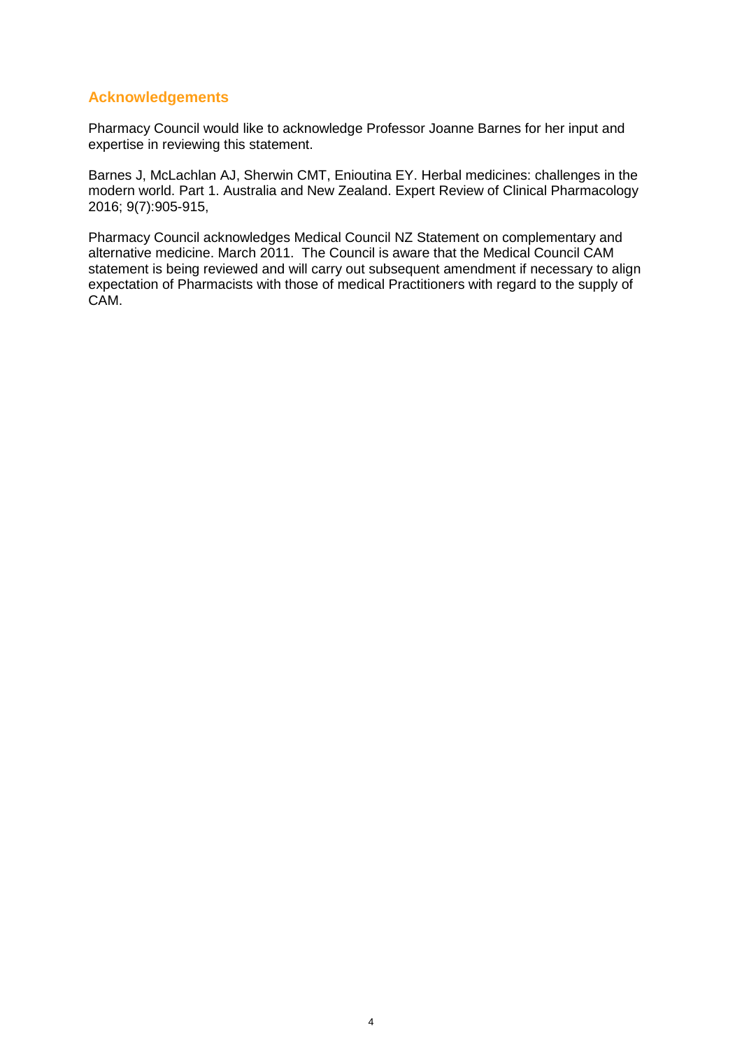## Acknowledgements

Pharmacy Council would like to acknowledge Professor Joanne Barnes for her input and expertise in reviewing this statement.

Barnes J, McLachlan AJ, Sherwin CMT, Enioutina EY. Herbal medicines: challenges in the modern world. Part 1. Australia and New Zealand. Expert Review of Clinical Pharmacology 2016; 9(7):905-915,

Pharmacy Council acknowledges Medical Council NZ Statement on complementary and alternative medicine. March 2011. The Council is aware that the Medical Council CAM statement is being reviewed and will carry out subsequent amendment if necessary to align expectation of Pharmacists with those of medical Practitioners with regard to the supply of CAM.